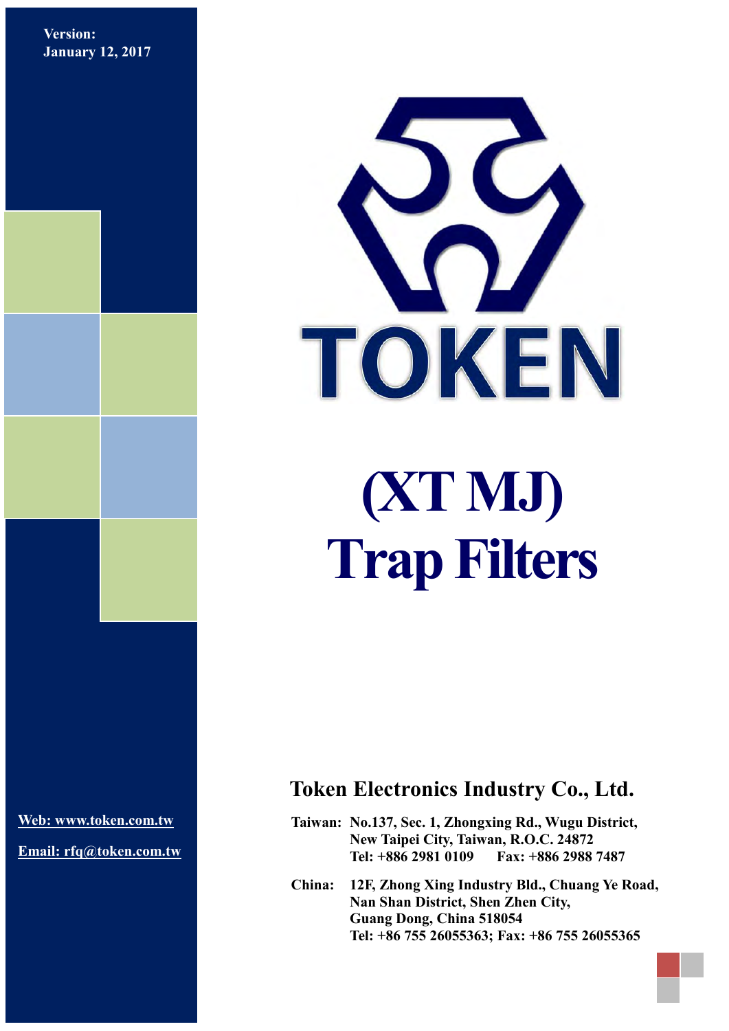Version:
January 12, 2017

TOKEN

# (XT MJ) Trap Filters

## Token Electronics Industry Co., Ltd.

Web: www.token.com.tw

Email: rfq@token.com.tw

**Taiwan:** No.137, Sec. 1, Zhongxing Rd., Wugu District,
New Taipei City, Taiwan, R.O.C. 24872
Tel: +886 2981 0109 Fax: +886 2988 7487

**China:** 12F, Zhong Xing Industry Bld., Chuang Ye Road,
Nan Shan District, Shen Zhen City,
Guang Dong, China 518054
Tel: +86 755 26055363; Fax: +86 755 26055365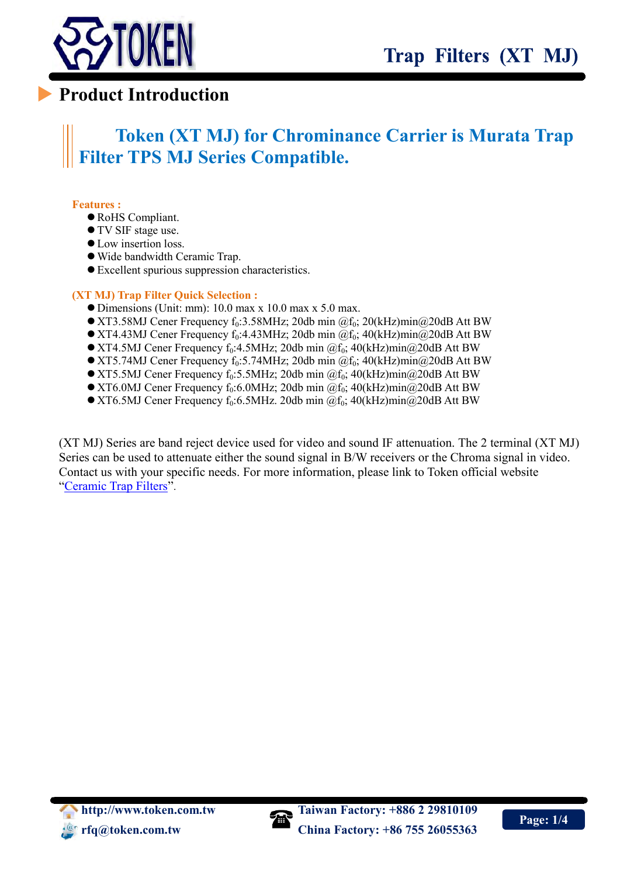## Product Introduction

### Token (XT MJ) for Chrominance Carrier is Murata Trap Filter TPS MJ Series Compatible.

**Features :**

- RoHS Compliant.
- TV SIF stage use.
- Low insertion loss.
- Wide bandwidth Ceramic Trap.
- Excellent spurious suppression characteristics.

**(XT MJ) Trap Filter Quick Selection :**

- Dimensions (Unit: mm): 10.0 max x 10.0 max x 5.0 max.
- XT3.58MJ Cener Frequency $f_0$:3.58MHz; 20db min @$f_0$; 20(kHz)min@20dB Att BW
- XT4.43MJ Cener Frequency $f_0$:4.43MHz; 20db min @$f_0$; 40(kHz)min@20dB Att BW
- XT4.5MJ Cener Frequency $f_0$:4.5MHz; 20db min @$f_0$; 40(kHz)min@20dB Att BW
- XT5.74MJ Cener Frequency $f_0$:5.74MHz; 20db min @$f_0$; 40(kHz)min@20dB Att BW
- XT5.5MJ Cener Frequency $f_0$:5.5MHz; 20db min @$f_0$; 40(kHz)min@20dB Att BW
- XT6.0MJ Cener Frequency $f_0$:6.0MHz; 20db min @$f_0$; 40(kHz)min@20dB Att BW
- XT6.5MJ Cener Frequency $f_0$:6.5MHz. 20db min @$f_0$; 40(kHz)min@20dB Att BW

(XT MJ) Series are band reject device used for video and sound IF attenuation. The 2 terminal (XT MJ) Series can be used to attenuate either the sound signal in B/W receivers or the Chroma signal in video. Contact us with your specific needs. For more information, please link to Token official website "Ceramic Trap Filters".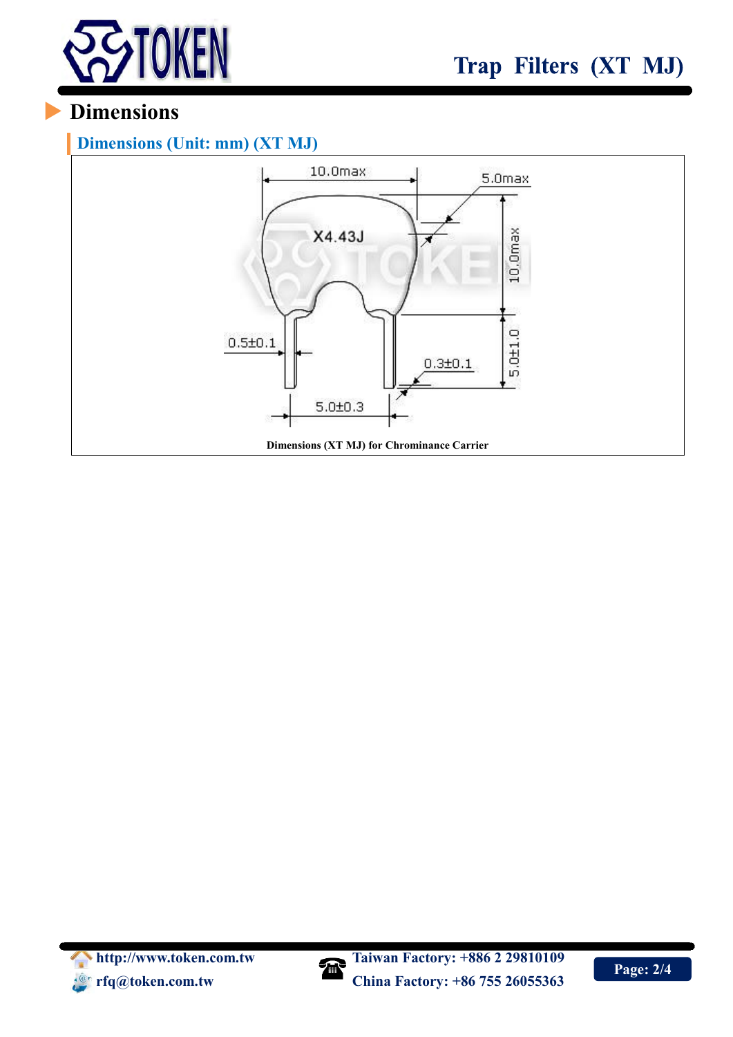# Dimensions

## Dimensions (Unit: mm) (XT MJ)

10.0max

5.0max

X4.43J

10.0max

0.5±0.1

0.3±0.1

5.0±1.0

5.0±0.3

Dimensions (XT MJ) for Chrominance Carrier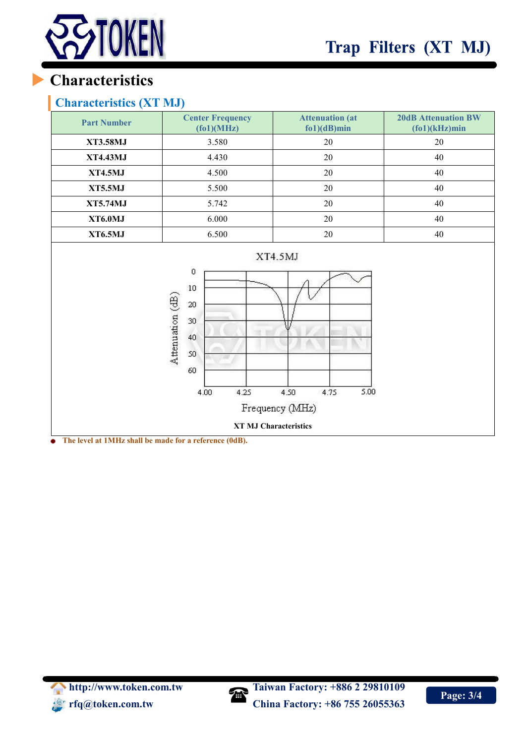# Characteristics

## Characteristics (XT MJ)

| Part Number | Center Frequency (fo1)(MHz) | Attenuation (at fo1)(dB)min | 20dB Attenuation BW (fo1)(kHz)min |
|---|---|---|---|
| XT3.58MJ | 3.580 | 20 | 20 |
| XT4.43MJ | 4.430 | 20 | 40 |
| XT4.5MJ | 4.500 | 20 | 40 |
| XT5.5MJ | 5.500 | 20 | 40 |
| XT5.74MJ | 5.742 | 20 | 40 |
| XT6.0MJ | 6.000 | 20 | 40 |
| XT6.5MJ | 6.500 | 20 | 40 |

XT4.5MJ

Attenuation (dB)

0
10
20
30
40
50
60

4.00
4.25
4.50
4.75
5.00

Frequency (MHz)

XT MJ Characteristics

- The level at 1MHz shall be made for a reference (0dB).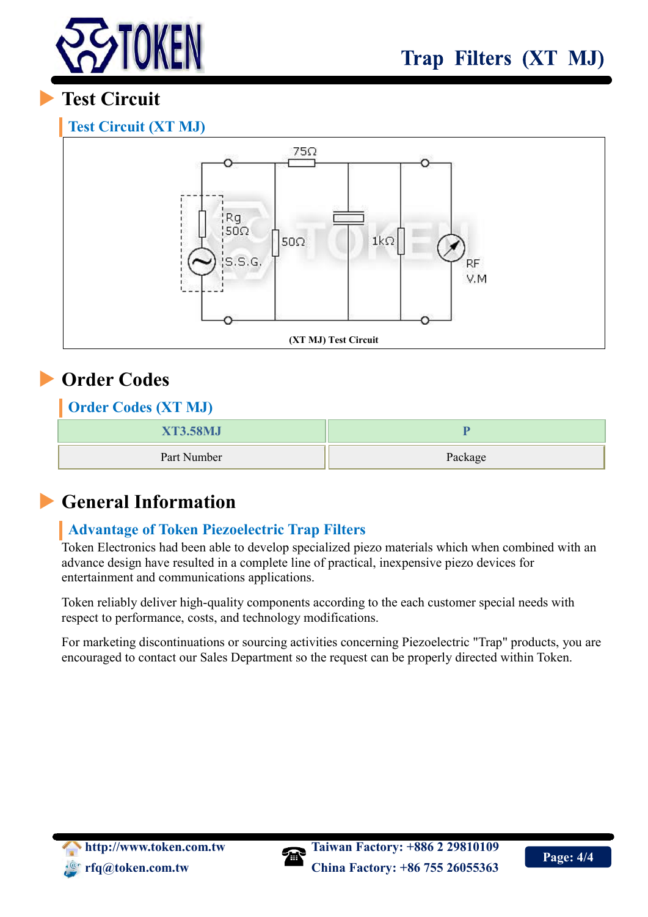## Test Circuit

### Test Circuit (XT MJ)

75Ω

Rg
50Ω
S.S.G.

50Ω

1kΩ

RF
V.M

(XT MJ) Test Circuit

## Order Codes

### Order Codes (XT MJ)

| XT3.58MJ | P |
|---|---|
| Part Number | Package |

## General Information

### Advantage of Token Piezoelectric Trap Filters

Token Electronics had been able to develop specialized piezo materials which when combined with an advance design have resulted in a complete line of practical, inexpensive piezo devices for entertainment and communications applications.

Token reliably deliver high-quality components according to the each customer special needs with respect to performance, costs, and technology modifications.

For marketing discontinuations or sourcing activities concerning Piezoelectric "Trap" products, you are encouraged to contact our Sales Department so the request can be properly directed within Token.